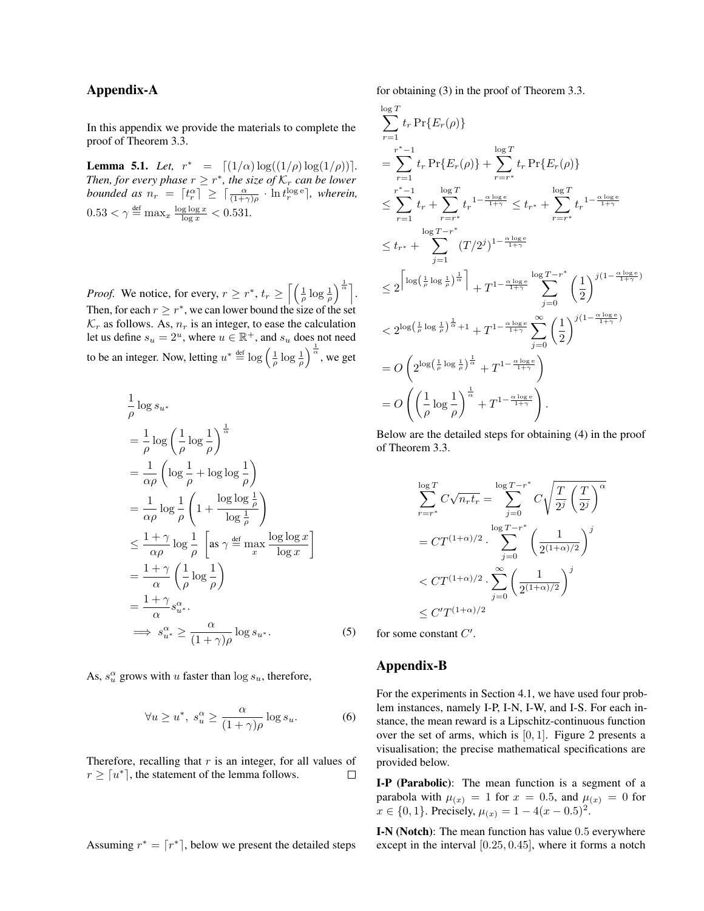## Appendix-A

In this appendix we provide the materials to complete the proof of Theorem 3.3.

**Lemma 5.1.** *Let, $r^* = \lceil (1/\alpha)\log((1/\rho)\log(1/\rho))\rceil$. Then, for every phase $r \geq r^*$, the size of $\mathcal{K}_r$ can be lower bounded as $n_r = \lceil t_r^\alpha \rceil \geq \lceil \frac{\alpha}{(1+\gamma)\rho} \cdot \ln t_r^{\log e} \rceil$, wherein, $0.53 < \gamma \stackrel{\text{def}}{=} \max_x \frac{\log\log x}{\log x} < 0.531$.*

*Proof.* We notice, for every, $r \geq r^*$, $t_r \geq \left\lceil \left(\frac{1}{\rho}\log\frac{1}{\rho}\right)^{\frac{1}{\alpha}}\right\rceil$. Then, for each $r \geq r^*$, we can lower bound the size of the set $\mathcal{K}_r$ as follows. As, $n_r$ is an integer, to ease the calculation let us define $s_u = 2^u$, where $u \in \mathbb{R}^+$, and $s_u$ does not need to be an integer. Now, letting $u^* \stackrel{\text{def}}{=} \log\left(\frac{1}{\rho}\log\frac{1}{\rho}\right)^{\frac{1}{\alpha}}$, we get

$$
\begin{aligned}
&\frac{1}{\rho}\log s_{u^*} \\
&= \frac{1}{\rho}\log\left(\frac{1}{\rho}\log\frac{1}{\rho}\right)^{\frac{1}{\alpha}} \\
&= \frac{1}{\alpha\rho}\left(\log\frac{1}{\rho} + \log\log\frac{1}{\rho}\right) \\
&= \frac{1}{\alpha\rho}\log\frac{1}{\rho}\left(1 + \frac{\log\log\frac{1}{\rho}}{\log\frac{1}{\rho}}\right) \\
&\leq \frac{1+\gamma}{\alpha\rho}\log\frac{1}{\rho}\ \left[\text{as } \gamma \stackrel{\text{def}}{=} \max_x \frac{\log\log x}{\log x}\right] \\
&= \frac{1+\gamma}{\alpha}\left(\frac{1}{\rho}\log\frac{1}{\rho}\right) \\
&= \frac{1+\gamma}{\alpha}s_{u^*}^\alpha. \\
&\implies s_{u^*}^\alpha \geq \frac{\alpha}{(1+\gamma)\rho}\log s_{u^*}. \qquad (5)
\end{aligned}
$$

As, $s_u^\alpha$ grows with $u$ faster than $\log s_u$, therefore,

$$
\forall u \geq u^*,\ s_u^\alpha \geq \frac{\alpha}{(1+\gamma)\rho}\log s_u. \qquad (6)
$$

Therefore, recalling that $r$ is an integer, for all values of $r \geq \lceil u^* \rceil$, the statement of the lemma follows. ☐

Assuming $r^* = \lceil r^* \rceil$, below we present the detailed steps for obtaining (3) in the proof of Theorem 3.3.

$$
\begin{aligned}
&\sum_{r=1}^{\log T} t_r \Pr\{E_r(\rho)\} \\
&= \sum_{r=1}^{r^*-1} t_r \Pr\{E_r(\rho)\} + \sum_{r=r^*}^{\log T} t_r \Pr\{E_r(\rho)\} \\
&\leq \sum_{r=1}^{r^*-1} t_r + \sum_{r=r^*}^{\log T} t_r^{1-\frac{\alpha\log e}{1+\gamma}} \leq t_{r^*} + \sum_{r=r^*}^{\log T} t_r^{1-\frac{\alpha\log e}{1+\gamma}} \\
&\leq t_{r^*} + \sum_{j=1}^{\log T - r^*} (T/2^j)^{1-\frac{\alpha\log e}{1+\gamma}} \\
&\leq 2^{\left\lceil \log\left(\frac{1}{\rho}\log\frac{1}{\rho}\right)^{\frac{1}{\alpha}}\right\rceil} + T^{1-\frac{\alpha\log e}{1+\gamma}} \sum_{j=0}^{\log T - r^*}\left(\frac{1}{2}\right)^{j(1-\frac{\alpha\log e}{1+\gamma})} \\
&< 2^{\log\left(\frac{1}{\rho}\log\frac{1}{\rho}\right)^{\frac{1}{\alpha}}+1} + T^{1-\frac{\alpha\log e}{1+\gamma}} \sum_{j=0}^{\infty}\left(\frac{1}{2}\right)^{j(1-\frac{\alpha\log e}{1+\gamma})} \\
&= O\left(2^{\log\left(\frac{1}{\rho}\log\frac{1}{\rho}\right)^{\frac{1}{\alpha}}} + T^{1-\frac{\alpha\log e}{1+\gamma}}\right) \\
&= O\left(\left(\frac{1}{\rho}\log\frac{1}{\rho}\right)^{\frac{1}{\alpha}} + T^{1-\frac{\alpha\log e}{1+\gamma}}\right).
\end{aligned}
$$

Below are the detailed steps for obtaining (4) in the proof of Theorem 3.3.

$$
\begin{aligned}
\sum_{r=r^*}^{\log T} C\sqrt{n_r t_r} &= \sum_{j=0}^{\log T - r^*} C\sqrt{\frac{T}{2^j}\left(\frac{T}{2^j}\right)^\alpha} \\
&= CT^{(1+\alpha)/2} \cdot \sum_{j=0}^{\log T - r^*}\left(\frac{1}{2^{(1+\alpha)/2}}\right)^j \\
&< CT^{(1+\alpha)/2} \cdot \sum_{j=0}^{\infty}\left(\frac{1}{2^{(1+\alpha)/2}}\right)^j \\
&\leq C' T^{(1+\alpha)/2}
\end{aligned}
$$

for some constant $C'$.

## Appendix-B

For the experiments in Section 4.1, we have used four problem instances, namely I-P, I-N, I-W, and I-S. For each instance, the mean reward is a Lipschitz-continuous function over the set of arms, which is $[0, 1]$. Figure 2 presents a visualisation; the precise mathematical specifications are provided below.

**I-P (Parabolic)**: The mean function is a segment of a parabola with $\mu_{(x)} = 1$ for $x = 0.5$, and $\mu_{(x)} = 0$ for $x \in \{0, 1\}$. Precisely, $\mu_{(x)} = 1 - 4(x - 0.5)^2$.

**I-N (Notch)**: The mean function has value $0.5$ everywhere except in the interval $[0.25, 0.45]$, where it forms a notch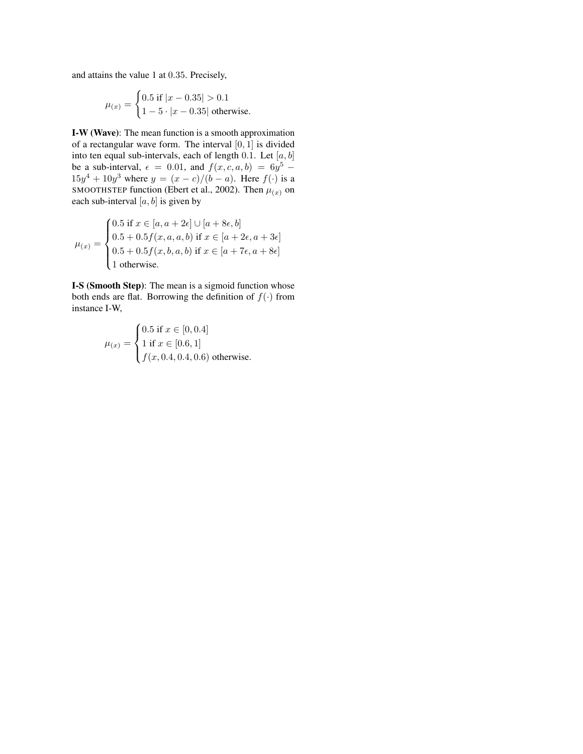and attains the value 1 at 0.35. Precisely,

$$\mu_{(x)} = \begin{cases} 0.5 \text{ if } |x - 0.35| > 0.1 \\ 1 - 5 \cdot |x - 0.35| \text{ otherwise.} \end{cases}$$

**I-W (Wave)**: The mean function is a smooth approximation of a rectangular wave form. The interval $[0, 1]$ is divided into ten equal sub-intervals, each of length 0.1. Let $[a, b]$ be a sub-interval, $\epsilon = 0.01$, and $f(x, c, a, b) = 6y^5 - 15y^4 + 10y^3$ where $y = (x - c)/(b - a)$. Here $f(\cdot)$ is a SMOOTHSTEP function (Ebert et al., 2002). Then $\mu_{(x)}$ on each sub-interval $[a, b]$ is given by

$$\mu_{(x)} = \begin{cases} 0.5 \text{ if } x \in [a, a + 2\epsilon] \cup [a + 8\epsilon, b] \\ 0.5 + 0.5f(x, a, a, b) \text{ if } x \in [a + 2\epsilon, a + 3\epsilon] \\ 0.5 + 0.5f(x, b, a, b) \text{ if } x \in [a + 7\epsilon, a + 8\epsilon] \\ 1 \text{ otherwise.} \end{cases}$$

**I-S (Smooth Step)**: The mean is a sigmoid function whose both ends are flat. Borrowing the definition of $f(\cdot)$ from instance I-W,

$$\mu_{(x)} = \begin{cases} 0.5 \text{ if } x \in [0, 0.4] \\ 1 \text{ if } x \in [0.6, 1] \\ f(x, 0.4, 0.4, 0.6) \text{ otherwise.} \end{cases}$$